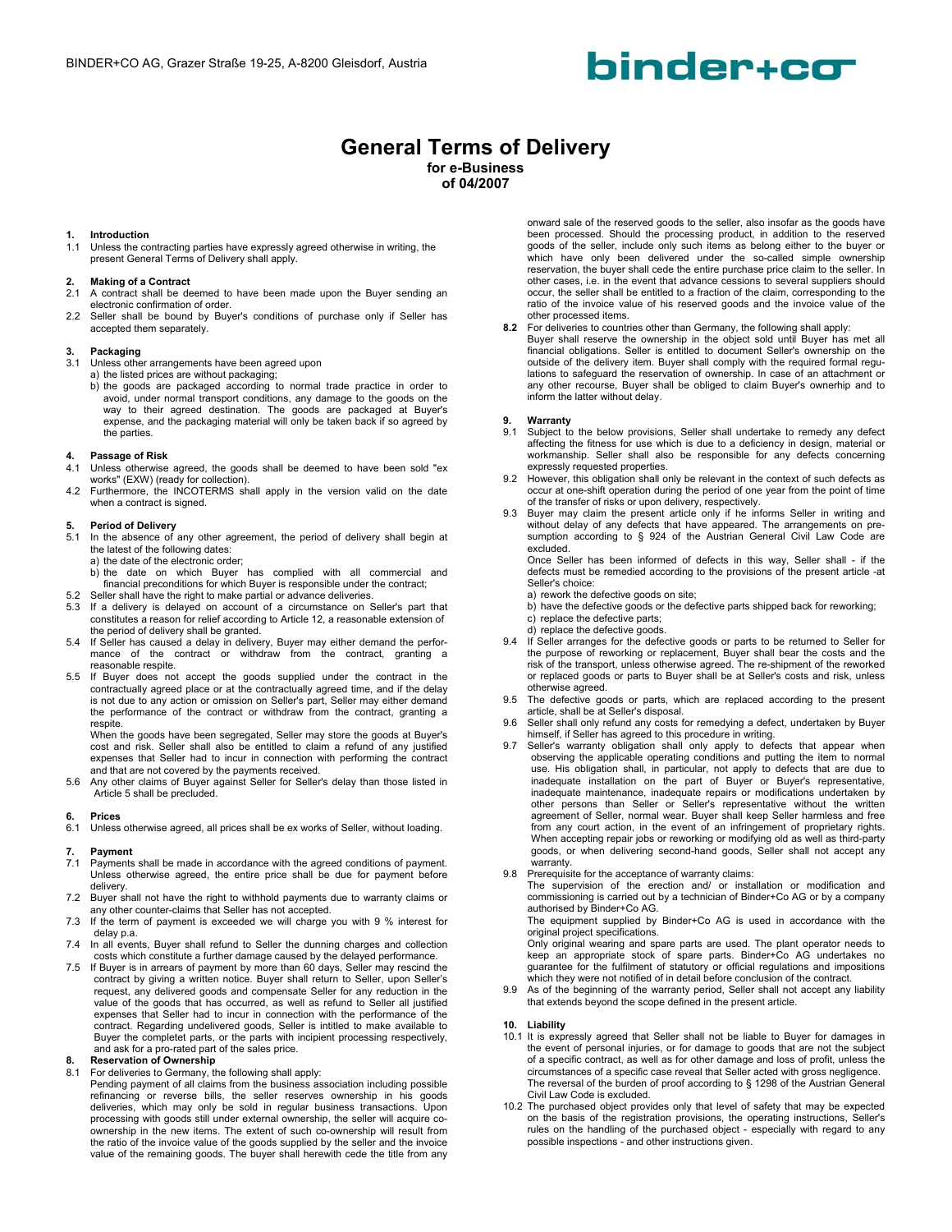BINDER+CO AG, Grazer Straße 19-25, A-8200 Gleisdorf, Austria

binder+co

# General Terms of Delivery

**for e-Business**
**of 04/2007**

## 1. Introduction

1.1 Unless the contracting parties have expressly agreed otherwise in writing, the present General Terms of Delivery shall apply.

## 2. Making of a Contract

2.1 A contract shall be deemed to have been made upon the Buyer sending an electronic confirmation of order.

2.2 Seller shall be bound by Buyer's conditions of purchase only if Seller has accepted them separately.

## 3. Packaging

3.1 Unless other arrangements have been agreed upon
a) the listed prices are without packaging;
b) the goods are packaged according to normal trade practice in order to avoid, under normal transport conditions, any damage to the goods on the way to their agreed destination. The goods are packaged at Buyer's expense, and the packaging material will only be taken back if so agreed by the parties.

## 4. Passage of Risk

4.1 Unless otherwise agreed, the goods shall be deemed to have been sold "ex works" (EXW) (ready for collection).

4.2 Furthermore, the INCOTERMS shall apply in the version valid on the date when a contract is signed.

## 5. Period of Delivery

5.1 In the absence of any other agreement, the period of delivery shall begin at the latest of the following dates:
a) the date of the electronic order;
b) the date on which Buyer has complied with all commercial and financial preconditions for which Buyer is responsible under the contract;

5.2 Seller shall have the right to make partial or advance deliveries.

5.3 If a delivery is delayed on account of a circumstance on Seller's part that constitutes a reason for relief according to Article 12, a reasonable extension of the period of delivery shall be granted.

5.4 If Seller has caused a delay in delivery, Buyer may either demand the performance of the contract or withdraw from the contract, granting a reasonable respite.

5.5 If Buyer does not accept the goods supplied under the contract in the contractually agreed place or at the contractually agreed time, and if the delay is not due to any action or omission on Seller's part, Seller may either demand the performance of the contract or withdraw from the contract, granting a respite.
When the goods have been segregated, Seller may store the goods at Buyer's cost and risk. Seller shall also be entitled to claim a refund of any justified expenses that Seller had to incur in connection with performing the contract and that are not covered by the payments received.

5.6 Any other claims of Buyer against Seller for Seller's delay than those listed in Article 5 shall be precluded.

## 6. Prices

6.1 Unless otherwise agreed, all prices shall be ex works of Seller, without loading.

## 7. Payment

7.1 Payments shall be made in accordance with the agreed conditions of payment. Unless otherwise agreed, the entire price shall be due for payment before delivery.

7.2 Buyer shall not have the right to withhold payments due to warranty claims or any other counter-claims that Seller has not accepted.

7.3 If the term of payment is exceeded we will charge you with 9 % interest for delay p.a.

7.4 In all events, Buyer shall refund to Seller the dunning charges and collection costs which constitute a further damage caused by the delayed performance.

7.5 If Buyer is in arrears of payment by more than 60 days, Seller may rescind the contract by giving a written notice. Buyer shall return to Seller, upon Seller's request, any delivered goods and compensate Seller for any reduction in the value of the goods that has occurred, as well as refund to Seller all justified expenses that Seller had to incur in connection with the performance of the contract. Regarding undelivered goods, Seller is intitled to make available to Buyer the completet parts, or the parts with incipient processing respectively, and ask for a pro-rated part of the sales price.

## 8. Reservation of Ownership

8.1 For deliveries to Germany, the following shall apply:
Pending payment of all claims from the business association including possible refinancing or reverse bills, the seller reserves ownership in his goods deliveries, which may only be sold in regular business transactions. Upon processing with goods still under external ownership, the seller will acquire co-ownership in the new items. The extent of such co-ownership will result from the ratio of the invoice value of the goods supplied by the seller and the invoice value of the remaining goods. The buyer shall herewith cede the title from any onward sale of the reserved goods to the seller, also insofar as the goods have been processed. Should the processing product, in addition to the reserved goods of the seller, include only such items as belong either to the buyer or which have only been delivered under the so-called simple ownership reservation, the buyer shall cede the entire purchase price claim to the seller. In other cases, i.e. in the event that advance cessions to several suppliers should occur, the seller shall be entitled to a fraction of the claim, corresponding to the ratio of the invoice value of his reserved goods and the invoice value of the other processed items.

**8.2** For deliveries to countries other than Germany, the following shall apply:
Buyer shall reserve the ownership in the object sold until Buyer has met all financial obligations. Seller is entitled to document Seller's ownership on the outside of the delivery item. Buyer shall comply with the required formal regulations to safeguard the reservation of ownership. In case of an attachment or any other recourse, Buyer shall be obliged to claim Buyer's ownerhip and to inform the latter without delay.

## 9. Warranty

9.1 Subject to the below provisions, Seller shall undertake to remedy any defect affecting the fitness for use which is due to a deficiency in design, material or workmanship. Seller shall also be responsible for any defects concerning expressly requested properties.

9.2 However, this obligation shall only be relevant in the context of such defects as occur at one-shift operation during the period of one year from the point of time of the transfer of risks or upon delivery, respectively.

9.3 Buyer may claim the present article only if he informs Seller in writing and without delay of any defects that have appeared. The arrangements on presumption according to § 924 of the Austrian General Civil Law Code are excluded.
Once Seller has been informed of defects in this way, Seller shall - if the defects must be remedied according to the provisions of the present article -at Seller's choice:
a) rework the defective goods on site;
b) have the defective goods or the defective parts shipped back for reworking;
c) replace the defective parts;
d) replace the defective goods.

9.4 If Seller arranges for the defective goods or parts to be returned to Seller for the purpose of reworking or replacement, Buyer shall bear the costs and the risk of the transport, unless otherwise agreed. The re-shipment of the reworked or replaced goods or parts to Buyer shall be at Seller's costs and risk, unless otherwise agreed.

9.5 The defective goods or parts, which are replaced according to the present article, shall be at Seller's disposal.

9.6 Seller shall only refund any costs for remedying a defect, undertaken by Buyer himself, if Seller has agreed to this procedure in writing.

9.7 Seller's warranty obligation shall only apply to defects that appear when observing the applicable operating conditions and putting the item to normal use. His obligation shall, in particular, not apply to defects that are due to inadequate installation on the part of Buyer or Buyer's representative, inadequate maintenance, inadequate repairs or modifications undertaken by other persons than Seller or Seller's representative without the written agreement of Seller, normal wear. Buyer shall keep Seller harmless and free from any court action, in the event of an infringement of proprietary rights. When accepting repair jobs or reworking or modifying old as well as third-party goods, or when delivering second-hand goods, Seller shall not accept any warranty.

9.8 Prerequisite for the acceptance of warranty claims:
The supervision of the erection and/ or installation or modification and commissioning is carried out by a technician of Binder+Co AG or by a company authorised by Binder+Co AG.
The equipment supplied by Binder+Co AG is used in accordance with the original project specifications.
Only original wearing and spare parts are used. The plant operator needs to keep an appropriate stock of spare parts. Binder+Co AG undertakes no guarantee for the fulfilment of statutory or official regulations and impositions which they were not notified of in detail before conclusion of the contract.

9.9 As of the beginning of the warranty period, Seller shall not accept any liability that extends beyond the scope defined in the present article.

## 10. Liability

10.1 It is expressly agreed that Seller shall not be liable to Buyer for damages in the event of personal injuries, or for damage to goods that are not the subject of a specific contract, as well as for other damage and loss of profit, unless the circumstances of a specific case reveal that Seller acted with gross negligence. The reversal of the burden of proof according to § 1298 of the Austrian General Civil Law Code is excluded.

10.2 The purchased object provides only that level of safety that may be expected on the basis of the registration provisions, the operating instructions, Seller's rules on the handling of the purchased object - especially with regard to any possible inspections - and other instructions given.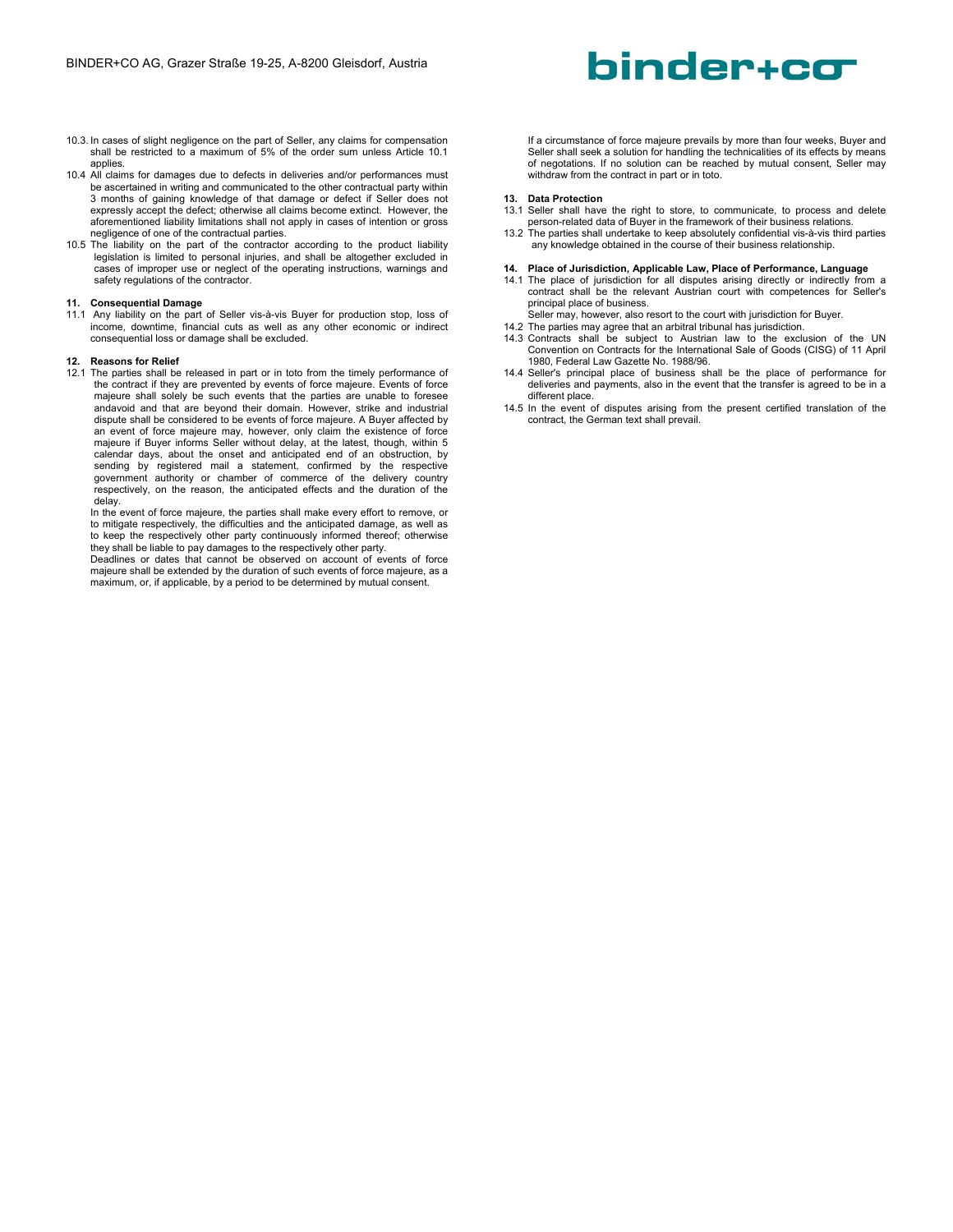10.3. In cases of slight negligence on the part of Seller, any claims for compensation shall be restricted to a maximum of 5% of the order sum unless Article 10.1 applies.

10.4 All claims for damages due to defects in deliveries and/or performances must be ascertained in writing and communicated to the other contractual party within 3 months of gaining knowledge of that damage or defect if Seller does not expressly accept the defect; otherwise all claims become extinct. However, the aforementioned liability limitations shall not apply in cases of intention or gross negligence of one of the contractual parties.

10.5 The liability on the part of the contractor according to the product liability legislation is limited to personal injuries, and shall be altogether excluded in cases of improper use or neglect of the operating instructions, warnings and safety regulations of the contractor.

**11. Consequential Damage**

11.1 Any liability on the part of Seller vis-à-vis Buyer for production stop, loss of income, downtime, financial cuts as well as any other economic or indirect consequential loss or damage shall be excluded.

**12. Reasons for Relief**

12.1 The parties shall be released in part or in toto from the timely performance of the contract if they are prevented by events of force majeure. Events of force majeure shall solely be such events that the parties are unable to foresee andavoid and that are beyond their domain. However, strike and industrial dispute shall be considered to be events of force majeure. A Buyer affected by an event of force majeure may, however, only claim the existence of force majeure if Buyer informs Seller without delay, at the latest, though, within 5 calendar days, about the onset and anticipated end of an obstruction, by sending by registered mail a statement, confirmed by the respective government authority or chamber of commerce of the delivery country respectively, on the reason, the anticipated effects and the duration of the delay.

In the event of force majeure, the parties shall make every effort to remove, or to mitigate respectively, the difficulties and the anticipated damage, as well as to keep the respectively other party continuously informed thereof; otherwise they shall be liable to pay damages to the respectively other party.

Deadlines or dates that cannot be observed on account of events of force majeure shall be extended by the duration of such events of force majeure, as a maximum, or, if applicable, by a period to be determined by mutual consent.

If a circumstance of force majeure prevails by more than four weeks, Buyer and Seller shall seek a solution for handling the technicalities of its effects by means of negotiations. If no solution can be reached by mutual consent, Seller may withdraw from the contract in part or in toto.

**13. Data Protection**

13.1 Seller shall have the right to store, to communicate, to process and delete person-related data of Buyer in the framework of their business relations.

13.2 The parties shall undertake to keep absolutely confidential vis-à-vis third parties any knowledge obtained in the course of their business relationship.

**14. Place of Jurisdiction, Applicable Law, Place of Performance, Language**

14.1 The place of jurisdiction for all disputes arising directly or indirectly from a contract shall be the relevant Austrian court with competences for Seller's principal place of business.
Seller may, however, also resort to the court with jurisdiction for Buyer.

14.2 The parties may agree that an arbitral tribunal has jurisdiction.

14.3 Contracts shall be subject to Austrian law to the exclusion of the UN Convention on Contracts for the International Sale of Goods (CISG) of 11 April 1980, Federal Law Gazette No. 1988/96.

14.4 Seller's principal place of business shall be the place of performance for deliveries and payments, also in the event that the transfer is agreed to be in a different place.

14.5 In the event of disputes arising from the present certified translation of the contract, the German text shall prevail.